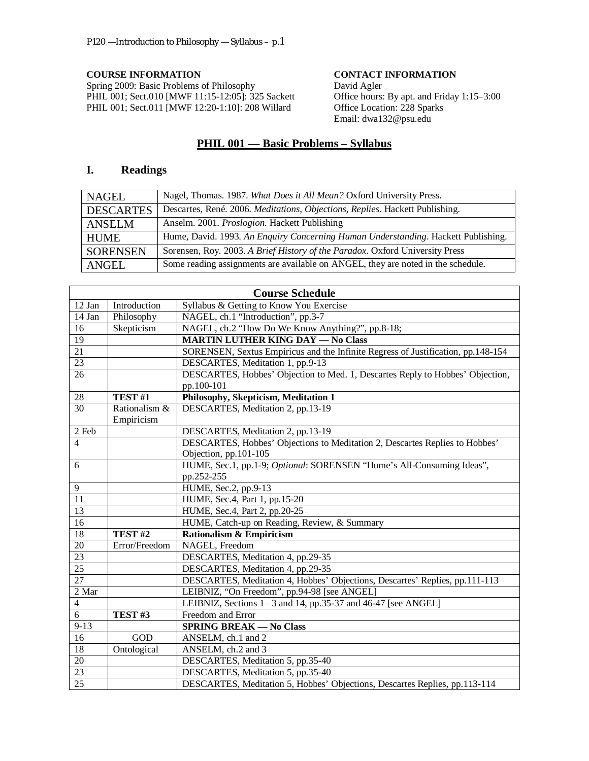**COURSE INFORMATION**
Spring 2009: Basic Problems of Philosophy
PHIL 001; Sect.010 [MWF 11:15-12:05]: 325 Sackett
PHIL 001; Sect.011 [MWF 12:20-1:10]: 208 Willard

**CONTACT INFORMATION**
David Agler
Office hours: By apt. and Friday 1:15–3:00
Office Location: 228 Sparks
Email: dwa132@psu.edu

# PHIL 001 — Basic Problems – Syllabus

## I. Readings

| | |
|---|---|
| NAGEL | Nagel, Thomas. 1987. *What Does it All Mean?* Oxford University Press. |
| DESCARTES | Descartes, René. 2006. *Meditations, Objections, Replies*. Hackett Publishing. |
| ANSELM | Anselm. 2001. *Proslogion.* Hackett Publishing |
| HUME | Hume, David. 1993. *An Enquiry Concerning Human Understanding*. Hackett Publishing. |
| SORENSEN | Sorensen, Roy. 2003. *A Brief History of the Paradox*. Oxford University Press |
| ANGEL | Some reading assignments are available on ANGEL, they are noted in the schedule. |

| **Course Schedule** | | |
|---|---|---|
| 12 Jan | Introduction | Syllabus & Getting to Know You Exercise |
| 14 Jan | Philosophy | NAGEL, ch.1 "Introduction", pp.3-7 |
| 16 | Skepticism | NAGEL, ch.2 "How Do We Know Anything?", pp.8-18; |
| 19 | | **MARTIN LUTHER KING DAY — No Class** |
| 21 | | SORENSEN, Sextus Empiricus and the Infinite Regress of Justification, pp.148-154 |
| 23 | | DESCARTES, Meditation 1, pp.9-13 |
| 26 | | DESCARTES, Hobbes' Objection to Med. 1, Descartes Reply to Hobbes' Objection, pp.100-101 |
| 28 | **TEST #1** | **Philosophy, Skepticism, Meditation 1** |
| 30 | Rationalism & Empiricism | DESCARTES, Meditation 2, pp.13-19 |
| 2 Feb | | DESCARTES, Meditation 2, pp.13-19 |
| 4 | | DESCARTES, Hobbes' Objections to Meditation 2, Descartes Replies to Hobbes' Objection, pp.101-105 |
| 6 | | HUME, Sec.1, pp.1-9; *Optional*: SORENSEN "Hume's All-Consuming Ideas", pp.252-255 |
| 9 | | HUME, Sec.2, pp.9-13 |
| 11 | | HUME, Sec.4, Part 1, pp.15-20 |
| 13 | | HUME, Sec.4, Part 2, pp.20-25 |
| 16 | | HUME, Catch-up on Reading, Review, & Summary |
| 18 | **TEST #2** | **Rationalism & Empiricism** |
| 20 | Error/Freedom | NAGEL, Freedom |
| 23 | | DESCARTES, Meditation 4, pp.29-35 |
| 25 | | DESCARTES, Meditation 4, pp.29-35 |
| 27 | | DESCARTES, Meditation 4, Hobbes' Objections, Descartes' Replies, pp.111-113 |
| 2 Mar | | LEIBNIZ, "On Freedom", pp.94-98 [see ANGEL] |
| 4 | | LEIBNIZ, Sections 1– 3 and 14, pp.35-37 and 46-47 [see ANGEL] |
| 6 | **TEST #3** | Freedom and Error |
| 9-13 | | **SPRING BREAK — No Class** |
| 16 | GOD | ANSELM, ch.1 and 2 |
| 18 | Ontological | ANSELM, ch.2 and 3 |
| 20 | | DESCARTES, Meditation 5, pp.35-40 |
| 23 | | DESCARTES, Meditation 5, pp.35-40 |
| 25 | | DESCARTES, Meditation 5, Hobbes' Objections, Descartes Replies, pp.113-114 |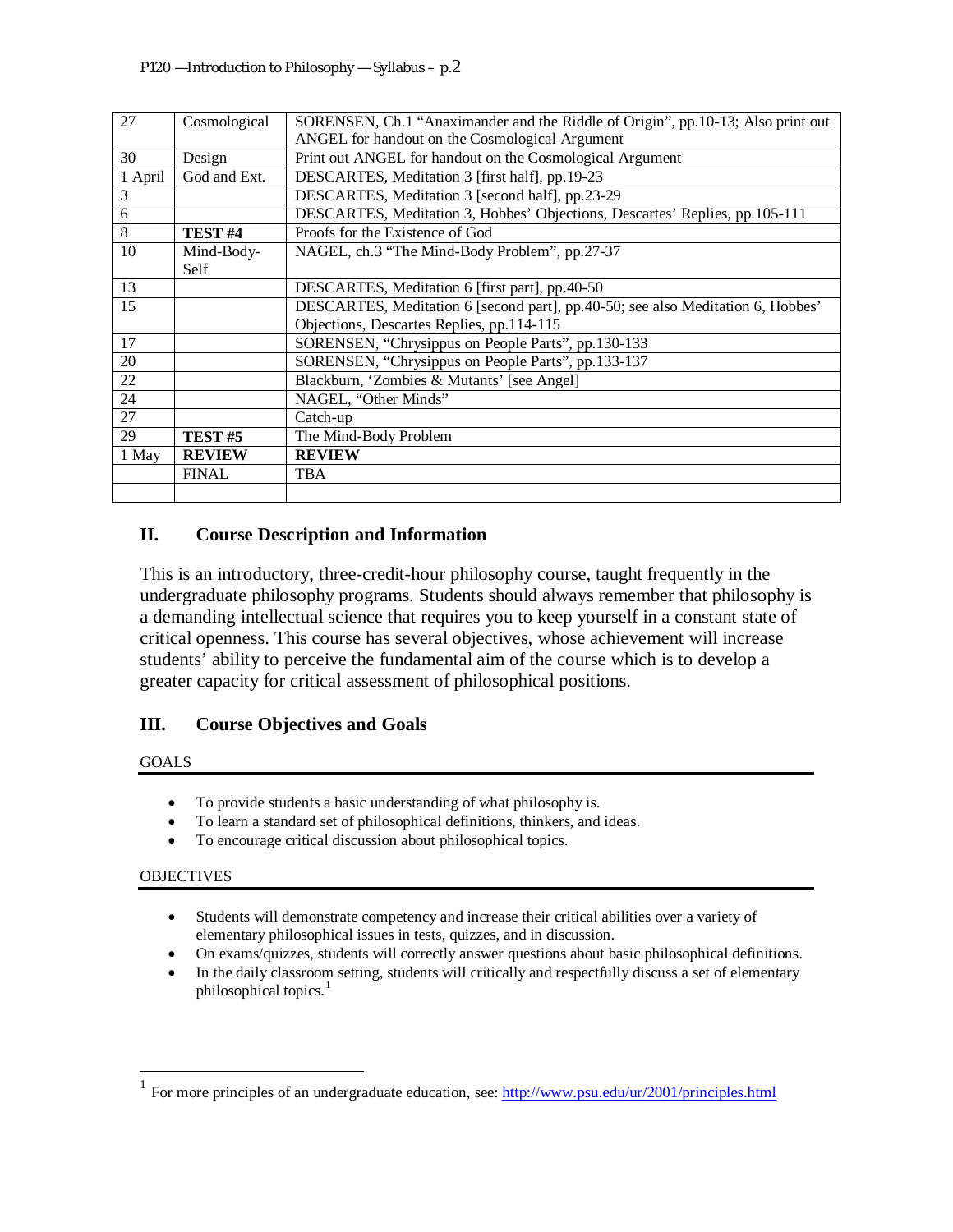| | | |
|---|---|---|
| 27 | Cosmological | SORENSEN, Ch.1 "Anaximander and the Riddle of Origin", pp.10-13; Also print out ANGEL for handout on the Cosmological Argument |
| 30 | Design | Print out ANGEL for handout on the Cosmological Argument |
| 1 April | God and Ext. | DESCARTES, Meditation 3 [first half], pp.19-23 |
| 3 | | DESCARTES, Meditation 3 [second half], pp.23-29 |
| 6 | | DESCARTES, Meditation 3, Hobbes' Objections, Descartes' Replies, pp.105-111 |
| 8 | **TEST #4** | Proofs for the Existence of God |
| 10 | Mind-Body-Self | NAGEL, ch.3 "The Mind-Body Problem", pp.27-37 |
| 13 | | DESCARTES, Meditation 6 [first part], pp.40-50 |
| 15 | | DESCARTES, Meditation 6 [second part], pp.40-50; see also Meditation 6, Hobbes' Objections, Descartes Replies, pp.114-115 |
| 17 | | SORENSEN, "Chrysippus on People Parts", pp.130-133 |
| 20 | | SORENSEN, "Chrysippus on People Parts", pp.133-137 |
| 22 | | Blackburn, 'Zombies & Mutants' [see Angel] |
| 24 | | NAGEL, "Other Minds" |
| 27 | | Catch-up |
| 29 | **TEST #5** | The Mind-Body Problem |
| 1 May | **REVIEW** | **REVIEW** |
| | FINAL | TBA |
| | | |

## II. Course Description and Information

This is an introductory, three-credit-hour philosophy course, taught frequently in the undergraduate philosophy programs. Students should always remember that philosophy is a demanding intellectual science that requires you to keep yourself in a constant state of critical openness. This course has several objectives, whose achievement will increase students' ability to perceive the fundamental aim of the course which is to develop a greater capacity for critical assessment of philosophical positions.

## III. Course Objectives and Goals

### GOALS

- To provide students a basic understanding of what philosophy is.
- To learn a standard set of philosophical definitions, thinkers, and ideas.
- To encourage critical discussion about philosophical topics.

### OBJECTIVES

- Students will demonstrate competency and increase their critical abilities over a variety of elementary philosophical issues in tests, quizzes, and in discussion.
- On exams/quizzes, students will correctly answer questions about basic philosophical definitions.
- In the daily classroom setting, students will critically and respectfully discuss a set of elementary philosophical topics.[1]

---

[1] For more principles of an undergraduate education, see: http://www.psu.edu/ur/2001/principles.html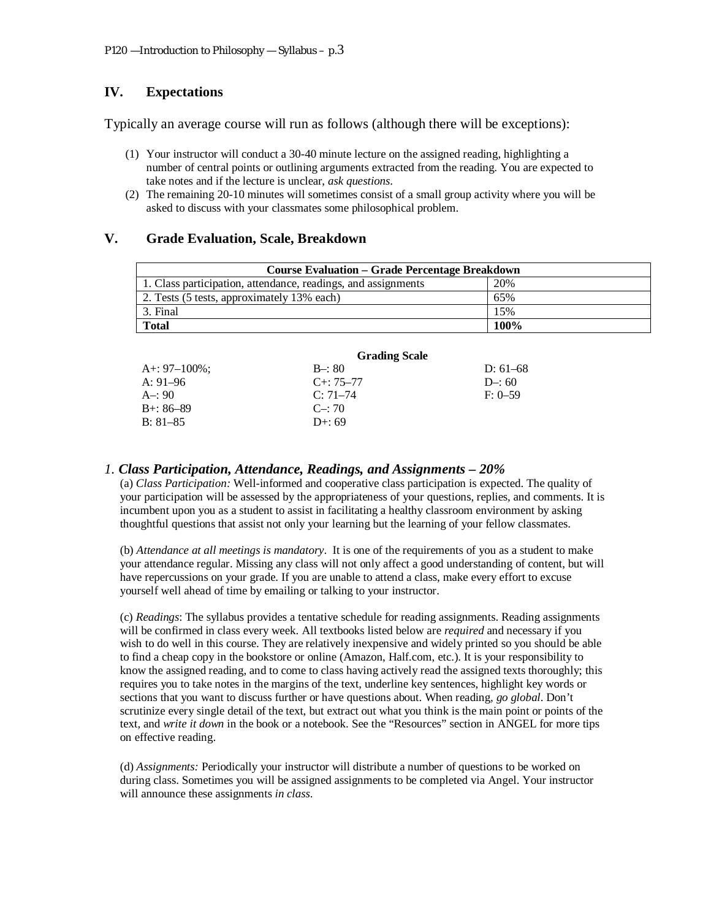## IV. Expectations

Typically an average course will run as follows (although there will be exceptions):

(1) Your instructor will conduct a 30-40 minute lecture on the assigned reading, highlighting a number of central points or outlining arguments extracted from the reading. You are expected to take notes and if the lecture is unclear, *ask questions*.
(2) The remaining 20-10 minutes will sometimes consist of a small group activity where you will be asked to discuss with your classmates some philosophical problem.

## V. Grade Evaluation, Scale, Breakdown

| Course Evaluation – Grade Percentage Breakdown | |
|---|---|
| 1. Class participation, attendance, readings, and assignments | 20% |
| 2. Tests (5 tests, approximately 13% each) | 65% |
| 3. Final | 15% |
| **Total** | **100%** |

**Grading Scale**

| | | |
|---|---|---|
| A+: 97–100%; | B–: 80 | D: 61–68 |
| A: 91–96 | C+: 75–77 | D–: 60 |
| A–: 90 | C: 71–74 | F: 0–59 |
| B+: 86–89 | C–: 70 | |
| B: 81–85 | D+: 69 | |

### *1. Class Participation, Attendance, Readings, and Assignments – 20%*

(a) *Class Participation:* Well-informed and cooperative class participation is expected. The quality of your participation will be assessed by the appropriateness of your questions, replies, and comments. It is incumbent upon you as a student to assist in facilitating a healthy classroom environment by asking thoughtful questions that assist not only your learning but the learning of your fellow classmates.

(b) *Attendance at all meetings is mandatory*. It is one of the requirements of you as a student to make your attendance regular. Missing any class will not only affect a good understanding of content, but will have repercussions on your grade. If you are unable to attend a class, make every effort to excuse yourself well ahead of time by emailing or talking to your instructor.

(c) *Readings*: The syllabus provides a tentative schedule for reading assignments. Reading assignments will be confirmed in class every week. All textbooks listed below are *required* and necessary if you wish to do well in this course. They are relatively inexpensive and widely printed so you should be able to find a cheap copy in the bookstore or online (Amazon, Half.com, etc.). It is your responsibility to know the assigned reading, and to come to class having actively read the assigned texts thoroughly; this requires you to take notes in the margins of the text, underline key sentences, highlight key words or sections that you want to discuss further or have questions about. When reading, *go global*. Don't scrutinize every single detail of the text, but extract out what you think is the main point or points of the text, and *write it down* in the book or a notebook. See the "Resources" section in ANGEL for more tips on effective reading.

(d) *Assignments:* Periodically your instructor will distribute a number of questions to be worked on during class. Sometimes you will be assigned assignments to be completed via Angel. Your instructor will announce these assignments *in class*.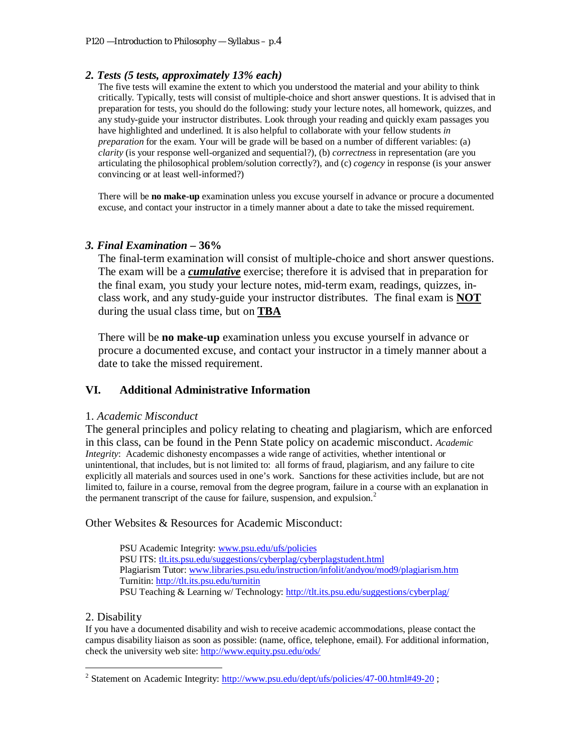### *2. Tests (5 tests, approximately 13% each)*

The five tests will examine the extent to which you understood the material and your ability to think critically. Typically, tests will consist of multiple-choice and short answer questions. It is advised that in preparation for tests, you should do the following: study your lecture notes, all homework, quizzes, and any study-guide your instructor distributes. Look through your reading and quickly exam passages you have highlighted and underlined. It is also helpful to collaborate with your fellow students *in preparation* for the exam. Your will be grade will be based on a number of different variables: (a) *clarity* (is your response well-organized and sequential?), (b) *correctness* in representation (are you articulating the philosophical problem/solution correctly?), and (c) *cogency* in response (is your answer convincing or at least well-informed?)

There will be **no make-up** examination unless you excuse yourself in advance or procure a documented excuse, and contact your instructor in a timely manner about a date to take the missed requirement.

### *3. Final Examination* – 36%

The final-term examination will consist of multiple-choice and short answer questions. The exam will be a ***cumulative*** exercise; therefore it is advised that in preparation for the final exam, you study your lecture notes, mid-term exam, readings, quizzes, in-class work, and any study-guide your instructor distributes. The final exam is **NOT** during the usual class time, but on **TBA**

There will be **no make-up** examination unless you excuse yourself in advance or procure a documented excuse, and contact your instructor in a timely manner about a date to take the missed requirement.

## VI. Additional Administrative Information

1. *Academic Misconduct*

The general principles and policy relating to cheating and plagiarism, which are enforced in this class, can be found in the Penn State policy on academic misconduct. *Academic Integrity*: Academic dishonesty encompasses a wide range of activities, whether intentional or unintentional, that includes, but is not limited to: all forms of fraud, plagiarism, and any failure to cite explicitly all materials and sources used in one's work. Sanctions for these activities include, but are not limited to, failure in a course, removal from the degree program, failure in a course with an explanation in the permanent transcript of the cause for failure, suspension, and expulsion.[2]

Other Websites & Resources for Academic Misconduct:

PSU Academic Integrity: www.psu.edu/ufs/policies
PSU ITS: tlt.its.psu.edu/suggestions/cyberplag/cyberplagstudent.html
Plagiarism Tutor: www.libraries.psu.edu/instruction/infolit/andyou/mod9/plagiarism.htm
Turnitin: http://tlt.its.psu.edu/turnitin
PSU Teaching & Learning w/ Technology: http://tlt.its.psu.edu/suggestions/cyberplag/

2. Disability

If you have a documented disability and wish to receive academic accommodations, please contact the campus disability liaison as soon as possible: (name, office, telephone, email). For additional information, check the university web site: http://www.equity.psu.edu/ods/

---

[2] Statement on Academic Integrity: http://www.psu.edu/dept/ufs/policies/47-00.html#49-20 ;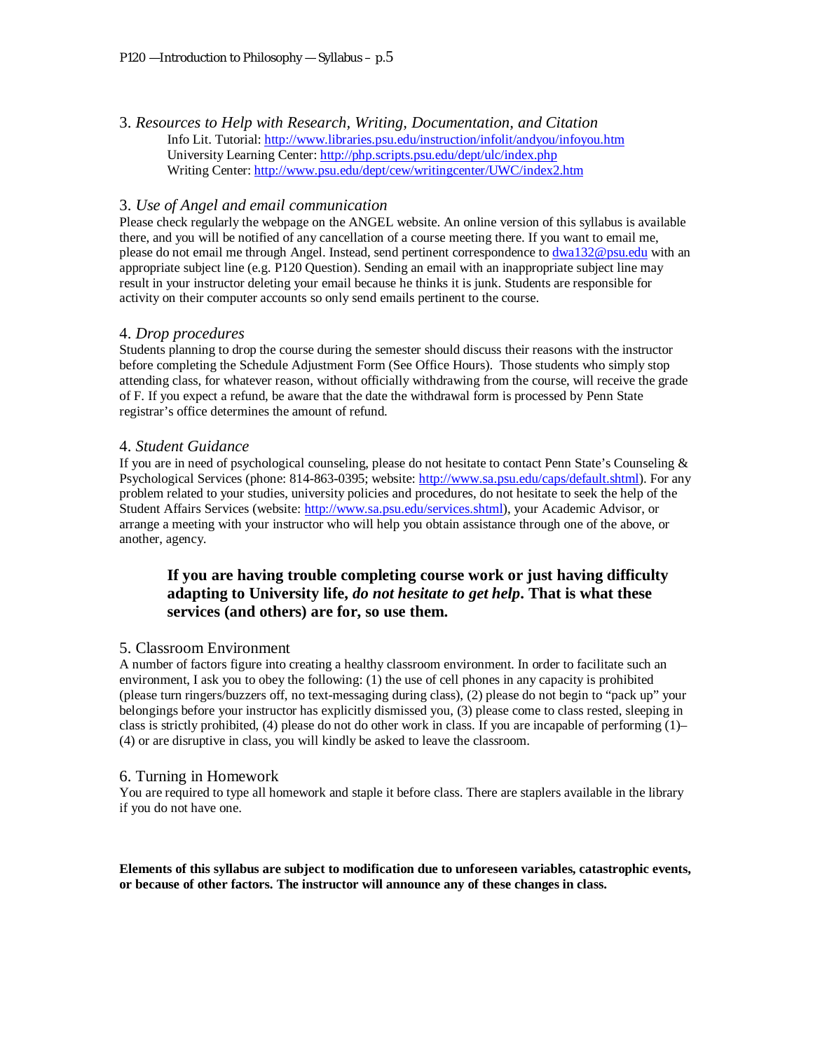### 3. *Resources to Help with Research, Writing, Documentation, and Citation*

Info Lit. Tutorial: http://www.libraries.psu.edu/instruction/infolit/andyou/infoyou.htm
University Learning Center: http://php.scripts.psu.edu/dept/ulc/index.php
Writing Center: http://www.psu.edu/dept/cew/writingcenter/UWC/index2.htm

### 3. *Use of Angel and email communication*

Please check regularly the webpage on the ANGEL website. An online version of this syllabus is available there, and you will be notified of any cancellation of a course meeting there. If you want to email me, please do not email me through Angel. Instead, send pertinent correspondence to dwa132@psu.edu with an appropriate subject line (e.g. P120 Question). Sending an email with an inappropriate subject line may result in your instructor deleting your email because he thinks it is junk. Students are responsible for activity on their computer accounts so only send emails pertinent to the course.

### 4. *Drop procedures*

Students planning to drop the course during the semester should discuss their reasons with the instructor before completing the Schedule Adjustment Form (See Office Hours). Those students who simply stop attending class, for whatever reason, without officially withdrawing from the course, will receive the grade of F. If you expect a refund, be aware that the date the withdrawal form is processed by Penn State registrar's office determines the amount of refund.

### 4. *Student Guidance*

If you are in need of psychological counseling, please do not hesitate to contact Penn State's Counseling & Psychological Services (phone: 814-863-0395; website: http://www.sa.psu.edu/caps/default.shtml). For any problem related to your studies, university policies and procedures, do not hesitate to seek the help of the Student Affairs Services (website: http://www.sa.psu.edu/services.shtml), your Academic Advisor, or arrange a meeting with your instructor who will help you obtain assistance through one of the above, or another, agency.

> **If you are having trouble completing course work or just having difficulty adapting to University life, *do not hesitate to get help*. That is what these services (and others) are for, so use them.**

### 5. Classroom Environment

A number of factors figure into creating a healthy classroom environment. In order to facilitate such an environment, I ask you to obey the following: (1) the use of cell phones in any capacity is prohibited (please turn ringers/buzzers off, no text-messaging during class), (2) please do not begin to "pack up" your belongings before your instructor has explicitly dismissed you, (3) please come to class rested, sleeping in class is strictly prohibited, (4) please do not do other work in class. If you are incapable of performing (1)–(4) or are disruptive in class, you will kindly be asked to leave the classroom.

### 6. Turning in Homework

You are required to type all homework and staple it before class. There are staplers available in the library if you do not have one.

**Elements of this syllabus are subject to modification due to unforeseen variables, catastrophic events, or because of other factors. The instructor will announce any of these changes in class.**